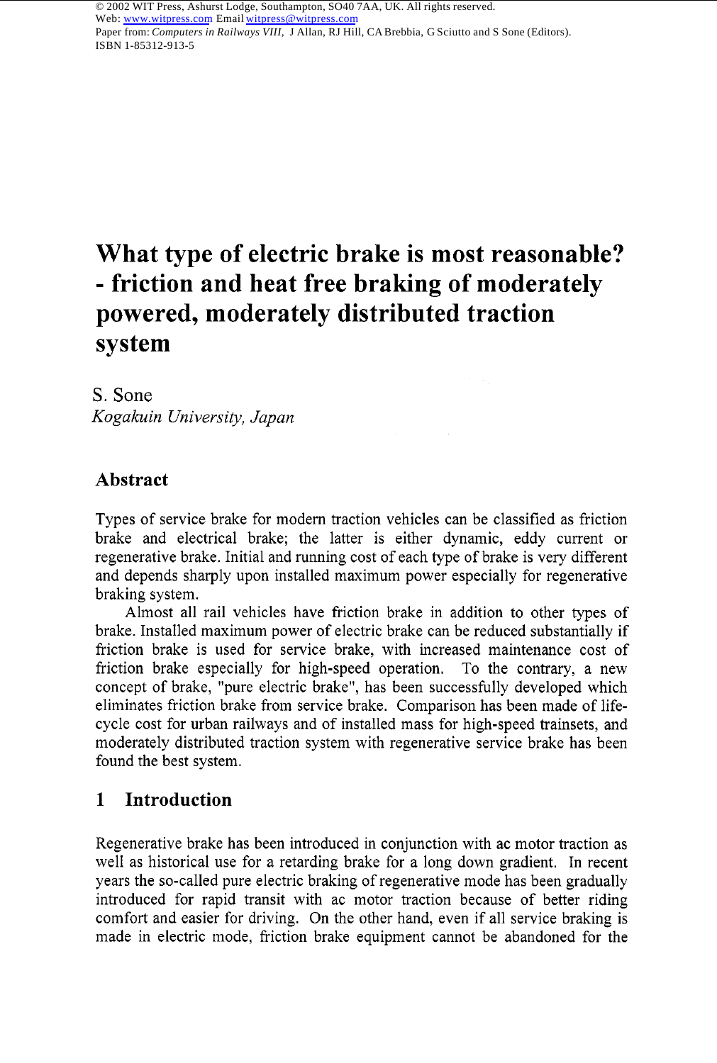# What type of electric brake is most reasonable? - friction and heat free braking of moderately powered, moderately distributed traction system

S. Sone

*Kogakuin University, Japan*

## Abstract

Types of service brake for modern traction vehicles can be classified as friction brake and electrical brake; the latter is either dynamic, eddy current or regenerative brake. Initial and running cost of each type of brake is very different and depends sharply upon installed maximum power especially for regenerative braking system.

Almost all rail vehicles have friction brake in addition to other types of brake. Installed maximum power of electric brake can be reduced substantially if friction brake is used for service brake, with increased maintenance cost of friction brake especially for high-speed operation. To the contrary, a new concept of brake, "pure electric brake", has been successfully developed which eliminates friction brake from service brake. Comparison has been made of life-cycle cost for urban railways and of installed mass for high-speed trainsets, and moderately distributed traction system with regenerative service brake has been found the best system.

## 1 Introduction

Regenerative brake has been introduced in conjunction with ac motor traction as well as historical use for a retarding brake for a long down gradient. In recent years the so-called pure electric braking of regenerative mode has been gradually introduced for rapid transit with ac motor traction because of better riding comfort and easier for driving. On the other hand, even if all service braking is made in electric mode, friction brake equipment cannot be abandoned for the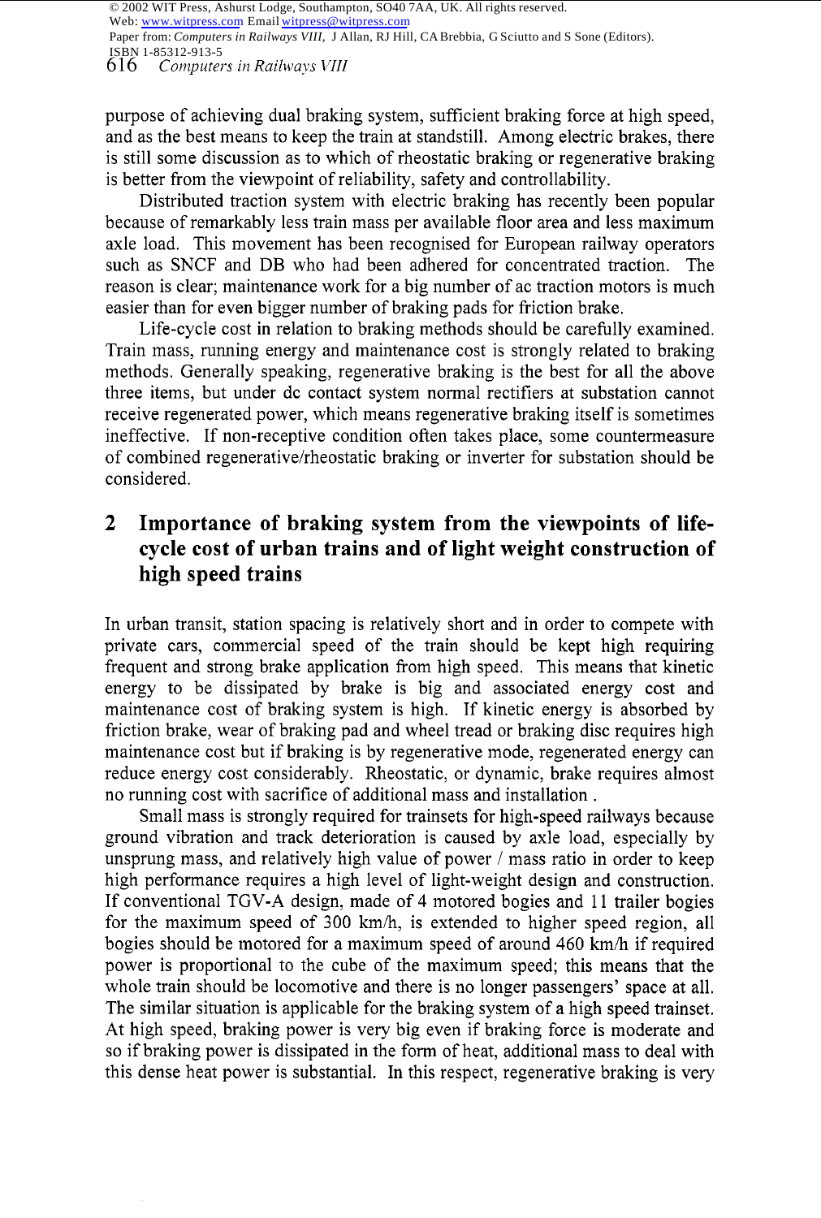purpose of achieving dual braking system, sufficient braking force at high speed, and as the best means to keep the train at standstill. Among electric brakes, there is still some discussion as to which of rheostatic braking or regenerative braking is better from the viewpoint of reliability, safety and controllability.

Distributed traction system with electric braking has recently been popular because of remarkably less train mass per available floor area and less maximum axle load. This movement has been recognised for European railway operators such as SNCF and DB who had been adhered for concentrated traction. The reason is clear; maintenance work for a big number of ac traction motors is much easier than for even bigger number of braking pads for friction brake.

Life-cycle cost in relation to braking methods should be carefully examined. Train mass, running energy and maintenance cost is strongly related to braking methods. Generally speaking, regenerative braking is the best for all the above three items, but under dc contact system normal rectifiers at substation cannot receive regenerated power, which means regenerative braking itself is sometimes ineffective. If non-receptive condition often takes place, some countermeasure of combined regenerative/rheostatic braking or inverter for substation should be considered.

## 2 Importance of braking system from the viewpoints of life-cycle cost of urban trains and of light weight construction of high speed trains

In urban transit, station spacing is relatively short and in order to compete with private cars, commercial speed of the train should be kept high requiring frequent and strong brake application from high speed. This means that kinetic energy to be dissipated by brake is big and associated energy cost and maintenance cost of braking system is high. If kinetic energy is absorbed by friction brake, wear of braking pad and wheel tread or braking disc requires high maintenance cost but if braking is by regenerative mode, regenerated energy can reduce energy cost considerably. Rheostatic, or dynamic, brake requires almost no running cost with sacrifice of additional mass and installation .

Small mass is strongly required for trainsets for high-speed railways because ground vibration and track deterioration is caused by axle load, especially by unsprung mass, and relatively high value of power / mass ratio in order to keep high performance requires a high level of light-weight design and construction. If conventional TGV-A design, made of 4 motored bogies and 11 trailer bogies for the maximum speed of 300 km/h, is extended to higher speed region, all bogies should be motored for a maximum speed of around 460 km/h if required power is proportional to the cube of the maximum speed; this means that the whole train should be locomotive and there is no longer passengers' space at all. The similar situation is applicable for the braking system of a high speed trainset. At high speed, braking power is very big even if braking force is moderate and so if braking power is dissipated in the form of heat, additional mass to deal with this dense heat power is substantial. In this respect, regenerative braking is very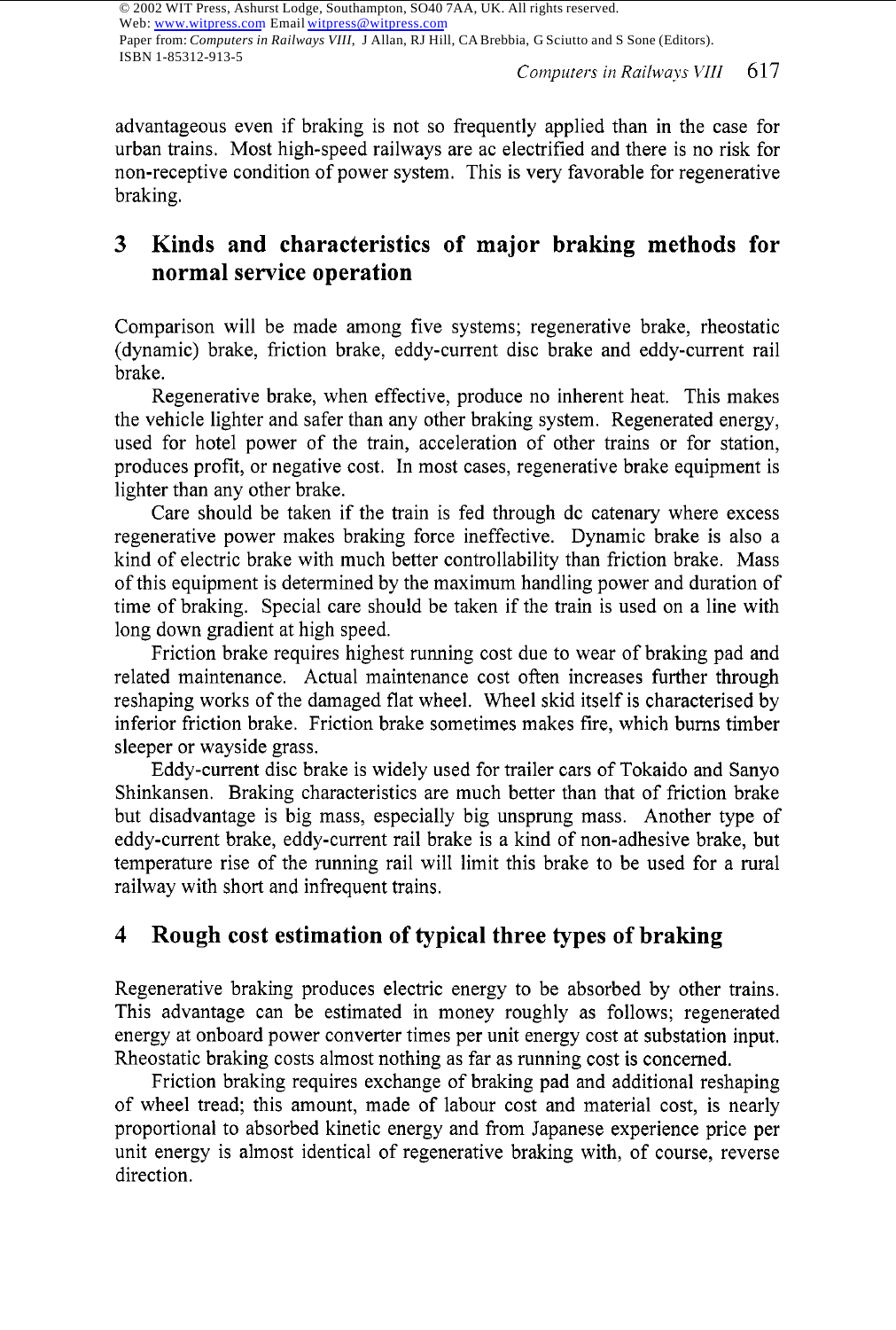advantageous even if braking is not so frequently applied than in the case for urban trains. Most high-speed railways are ac electrified and there is no risk for non-receptive condition of power system. This is very favorable for regenerative braking.

## 3 Kinds and characteristics of major braking methods for normal service operation

Comparison will be made among five systems; regenerative brake, rheostatic (dynamic) brake, friction brake, eddy-current disc brake and eddy-current rail brake.

Regenerative brake, when effective, produce no inherent heat. This makes the vehicle lighter and safer than any other braking system. Regenerated energy, used for hotel power of the train, acceleration of other trains or for station, produces profit, or negative cost. In most cases, regenerative brake equipment is lighter than any other brake.

Care should be taken if the train is fed through dc catenary where excess regenerative power makes braking force ineffective. Dynamic brake is also a kind of electric brake with much better controllability than friction brake. Mass of this equipment is determined by the maximum handling power and duration of time of braking. Special care should be taken if the train is used on a line with long down gradient at high speed.

Friction brake requires highest running cost due to wear of braking pad and related maintenance. Actual maintenance cost often increases further through reshaping works of the damaged flat wheel. Wheel skid itself is characterised by inferior friction brake. Friction brake sometimes makes fire, which burns timber sleeper or wayside grass.

Eddy-current disc brake is widely used for trailer cars of Tokaido and Sanyo Shinkansen. Braking characteristics are much better than that of friction brake but disadvantage is big mass, especially big unsprung mass. Another type of eddy-current brake, eddy-current rail brake is a kind of non-adhesive brake, but temperature rise of the running rail will limit this brake to be used for a rural railway with short and infrequent trains.

## 4 Rough cost estimation of typical three types of braking

Regenerative braking produces electric energy to be absorbed by other trains. This advantage can be estimated in money roughly as follows; regenerated energy at onboard power converter times per unit energy cost at substation input. Rheostatic braking costs almost nothing as far as running cost is concerned.

Friction braking requires exchange of braking pad and additional reshaping of wheel tread; this amount, made of labour cost and material cost, is nearly proportional to absorbed kinetic energy and from Japanese experience price per unit energy is almost identical of regenerative braking with, of course, reverse direction.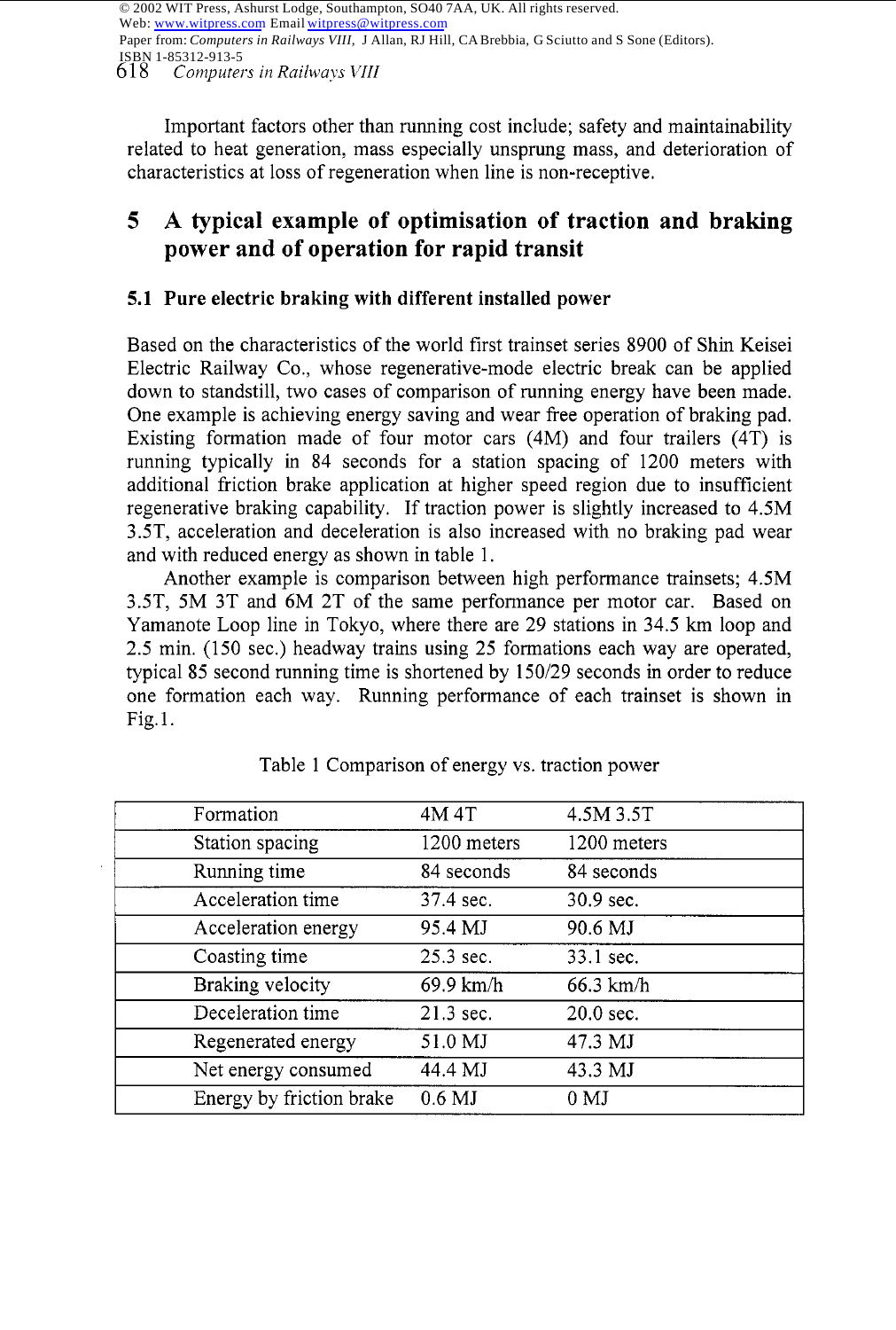Important factors other than running cost include; safety and maintainability related to heat generation, mass especially unsprung mass, and deterioration of characteristics at loss of regeneration when line is non-receptive.

## 5 A typical example of optimisation of traction and braking power and of operation for rapid transit

### 5.1 Pure electric braking with different installed power

Based on the characteristics of the world first trainset series 8900 of Shin Keisei Electric Railway Co., whose regenerative-mode electric break can be applied down to standstill, two cases of comparison of running energy have been made. One example is achieving energy saving and wear free operation of braking pad. Existing formation made of four motor cars (4M) and four trailers (4T) is running typically in 84 seconds for a station spacing of 1200 meters with additional friction brake application at higher speed region due to insufficient regenerative braking capability. If traction power is slightly increased to 4.5M 3.5T, acceleration and deceleration is also increased with no braking pad wear and with reduced energy as shown in table 1.

Another example is comparison between high performance trainsets; 4.5M 3.5T, 5M 3T and 6M 2T of the same performance per motor car. Based on Yamanote Loop line in Tokyo, where there are 29 stations in 34.5 km loop and 2.5 min. (150 sec.) headway trains using 25 formations each way are operated, typical 85 second running time is shortened by 150/29 seconds in order to reduce one formation each way. Running performance of each trainset is shown in Fig.1.

Table 1 Comparison of energy vs. traction power

| Formation | 4M 4T | 4.5M 3.5T |
|---|---|---|
| Station spacing | 1200 meters | 1200 meters |
| Running time | 84 seconds | 84 seconds |
| Acceleration time | 37.4 sec. | 30.9 sec. |
| Acceleration energy | 95.4 MJ | 90.6 MJ |
| Coasting time | 25.3 sec. | 33.1 sec. |
| Braking velocity | 69.9 km/h | 66.3 km/h |
| Deceleration time | 21.3 sec. | 20.0 sec. |
| Regenerated energy | 51.0 MJ | 47.3 MJ |
| Net energy consumed | 44.4 MJ | 43.3 MJ |
| Energy by friction brake | 0.6 MJ | 0 MJ |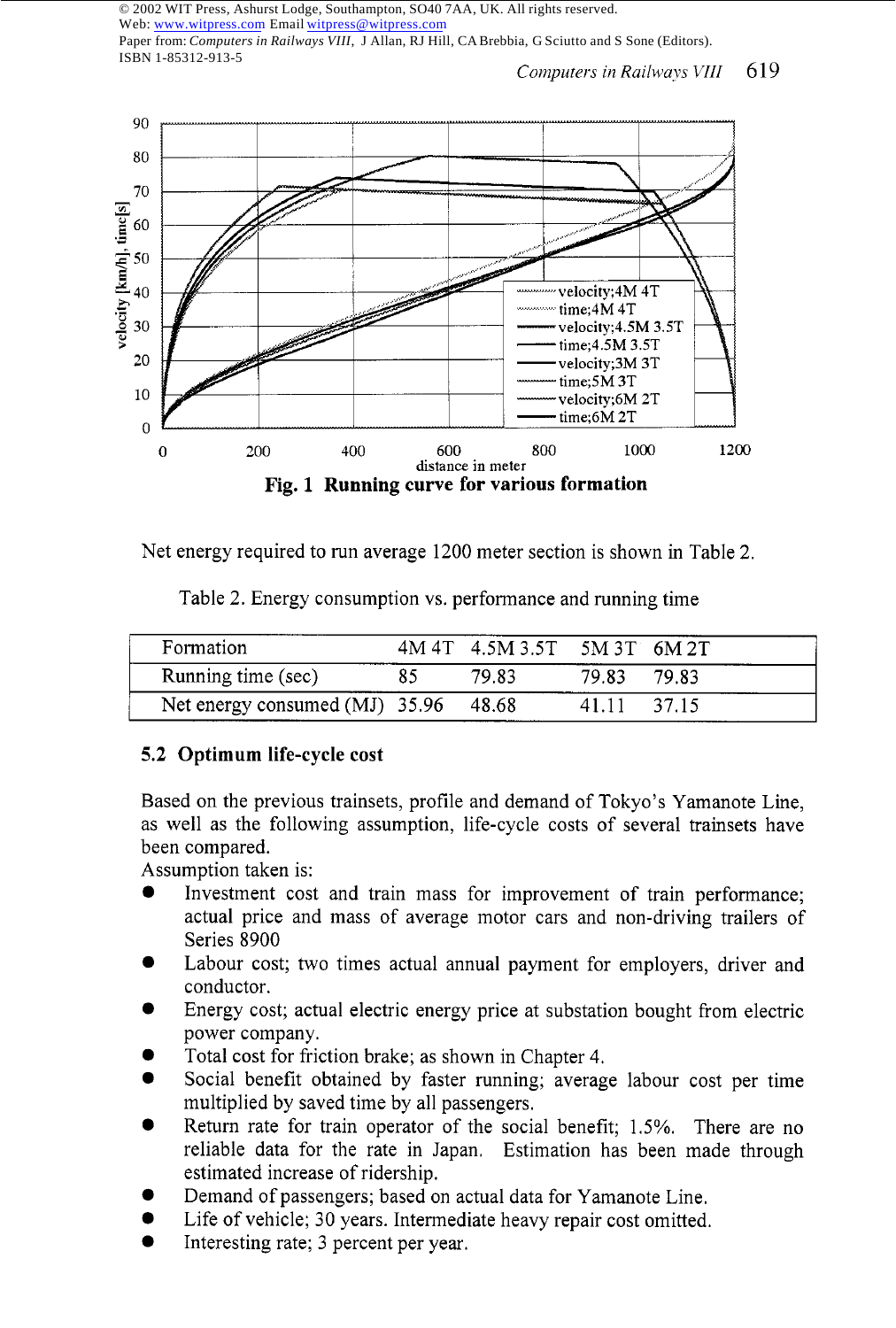Fig. 1 Running curve for various formation

Net energy required to run average 1200 meter section is shown in Table 2.

Table 2. Energy consumption vs. performance and running time

| Formation | 4M 4T | 4.5M 3.5T | 5M 3T | 6M 2T |
|---|---|---|---|---|
| Running time (sec) | 85 | 79.83 | 79.83 | 79.83 |
| Net energy consumed (MJ) | 35.96 | 48.68 | 41.11 | 37.15 |

### 5.2 Optimum life-cycle cost

Based on the previous trainsets, profile and demand of Tokyo's Yamanote Line, as well as the following assumption, life-cycle costs of several trainsets have been compared.
Assumption taken is:

- Investment cost and train mass for improvement of train performance; actual price and mass of average motor cars and non-driving trailers of Series 8900
- Labour cost; two times actual annual payment for employers, driver and conductor.
- Energy cost; actual electric energy price at substation bought from electric power company.
- Total cost for friction brake; as shown in Chapter 4.
- Social benefit obtained by faster running; average labour cost per time multiplied by saved time by all passengers.
- Return rate for train operator of the social benefit; 1.5%. There are no reliable data for the rate in Japan. Estimation has been made through estimated increase of ridership.
- Demand of passengers; based on actual data for Yamanote Line.
- Life of vehicle; 30 years. Intermediate heavy repair cost omitted.
- Interesting rate; 3 percent per year.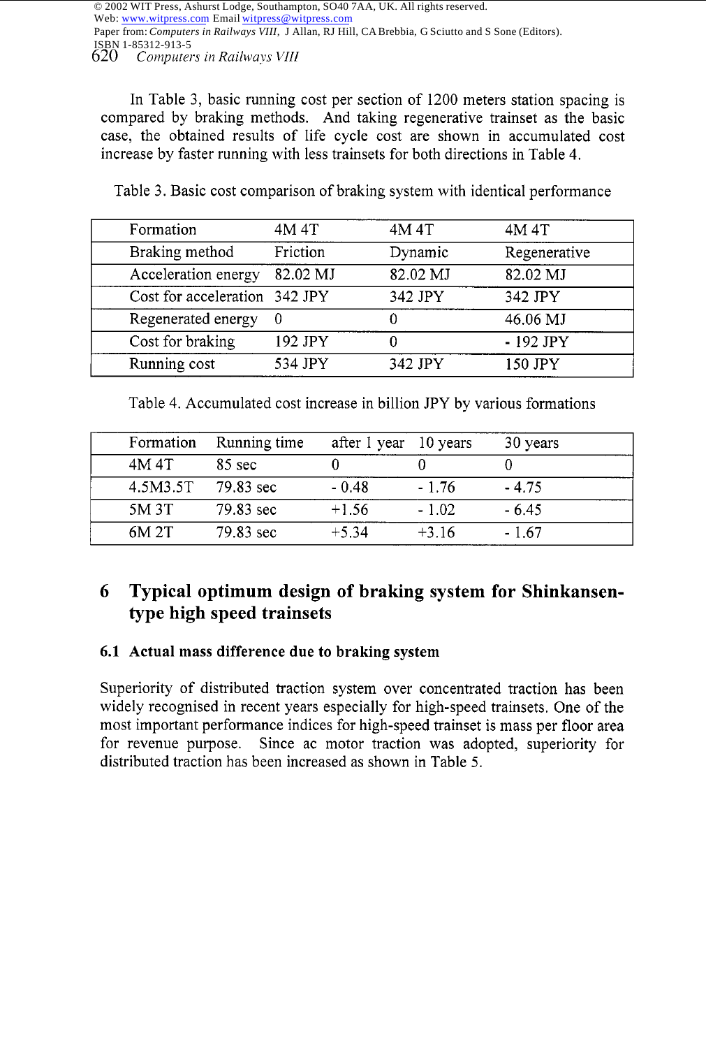In Table 3, basic running cost per section of 1200 meters station spacing is compared by braking methods. And taking regenerative trainset as the basic case, the obtained results of life cycle cost are shown in accumulated cost increase by faster running with less trainsets for both directions in Table 4.

Table 3. Basic cost comparison of braking system with identical performance

| Formation | 4M 4T | 4M 4T | 4M 4T |
|---|---|---|---|
| Braking method | Friction | Dynamic | Regenerative |
| Acceleration energy | 82.02 MJ | 82.02 MJ | 82.02 MJ |
| Cost for acceleration | 342 JPY | 342 JPY | 342 JPY |
| Regenerated energy | 0 | 0 | 46.06 MJ |
| Cost for braking | 192 JPY | 0 | - 192 JPY |
| Running cost | 534 JPY | 342 JPY | 150 JPY |

Table 4. Accumulated cost increase in billion JPY by various formations

| Formation | Running time | after 1 year | 10 years | 30 years |
|---|---|---|---|---|
| 4M 4T | 85 sec | 0 | 0 | 0 |
| 4.5M3.5T | 79.83 sec | - 0.48 | - 1.76 | - 4.75 |
| 5M 3T | 79.83 sec | +1.56 | - 1.02 | - 6.45 |
| 6M 2T | 79.83 sec | +5.34 | +3.16 | - 1.67 |

## 6 Typical optimum design of braking system for Shinkansen-type high speed trainsets

### 6.1 Actual mass difference due to braking system

Superiority of distributed traction system over concentrated traction has been widely recognised in recent years especially for high-speed trainsets. One of the most important performance indices for high-speed trainset is mass per floor area for revenue purpose. Since ac motor traction was adopted, superiority for distributed traction has been increased as shown in Table 5.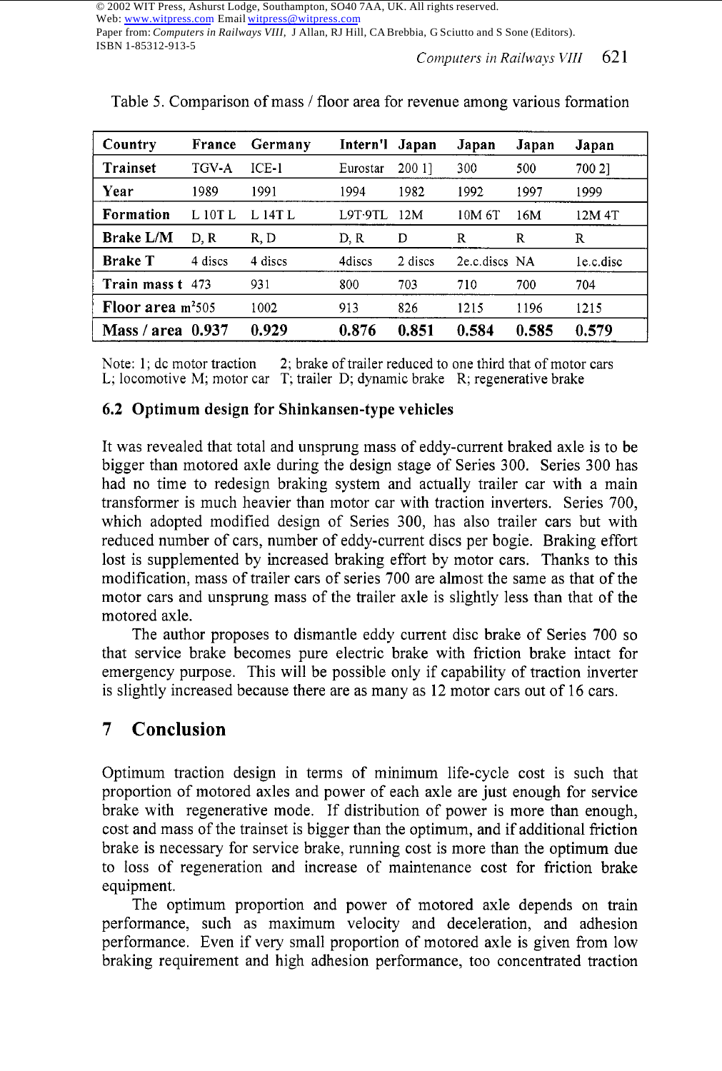Table 5. Comparison of mass / floor area for revenue among various formation

| Country | France | Germany | Intern'l | Japan | Japan | Japan | Japan |
|---|---|---|---|---|---|---|---|
| Trainset | TGV-A | ICE-1 | Eurostar | 200 1] | 300 | 500 | 700 2] |
| Year | 1989 | 1991 | 1994 | 1982 | 1992 | 1997 | 1999 |
| Formation | L 10T L | L 14T L | L9T·9TL | 12M | 10M 6T | 16M | 12M 4T |
| Brake L/M | D, R | R, D | D, R | D | R | R | R |
| Brake T | 4 discs | 4 discs | 4discs | 2 discs | 2e.c.discs | NA | 1e.c.disc |
| Train mass t | 473 | 931 | 800 | 703 | 710 | 700 | 704 |
| Floor area $m^2$ | 505 | 1002 | 913 | 826 | 1215 | 1196 | 1215 |
| Mass / area | 0.937 | 0.929 | 0.876 | 0.851 | 0.584 | 0.585 | 0.579 |

Note: 1; dc motor traction  2; brake of trailer reduced to one third that of motor cars
L; locomotive M; motor car  T; trailer D; dynamic brake  R; regenerative brake

### 6.2 Optimum design for Shinkansen-type vehicles

It was revealed that total and unsprung mass of eddy-current braked axle is to be bigger than motored axle during the design stage of Series 300. Series 300 has had no time to redesign braking system and actually trailer car with a main transformer is much heavier than motor car with traction inverters. Series 700, which adopted modified design of Series 300, has also trailer cars but with reduced number of cars, number of eddy-current discs per bogie. Braking effort lost is supplemented by increased braking effort by motor cars. Thanks to this modification, mass of trailer cars of series 700 are almost the same as that of the motor cars and unsprung mass of the trailer axle is slightly less than that of the motored axle.

The author proposes to dismantle eddy current disc brake of Series 700 so that service brake becomes pure electric brake with friction brake intact for emergency purpose. This will be possible only if capability of traction inverter is slightly increased because there are as many as 12 motor cars out of 16 cars.

## 7 Conclusion

Optimum traction design in terms of minimum life-cycle cost is such that proportion of motored axles and power of each axle are just enough for service brake with regenerative mode. If distribution of power is more than enough, cost and mass of the trainset is bigger than the optimum, and if additional friction brake is necessary for service brake, running cost is more than the optimum due to loss of regeneration and increase of maintenance cost for friction brake equipment.

The optimum proportion and power of motored axle depends on train performance, such as maximum velocity and deceleration, and adhesion performance. Even if very small proportion of motored axle is given from low braking requirement and high adhesion performance, too concentrated traction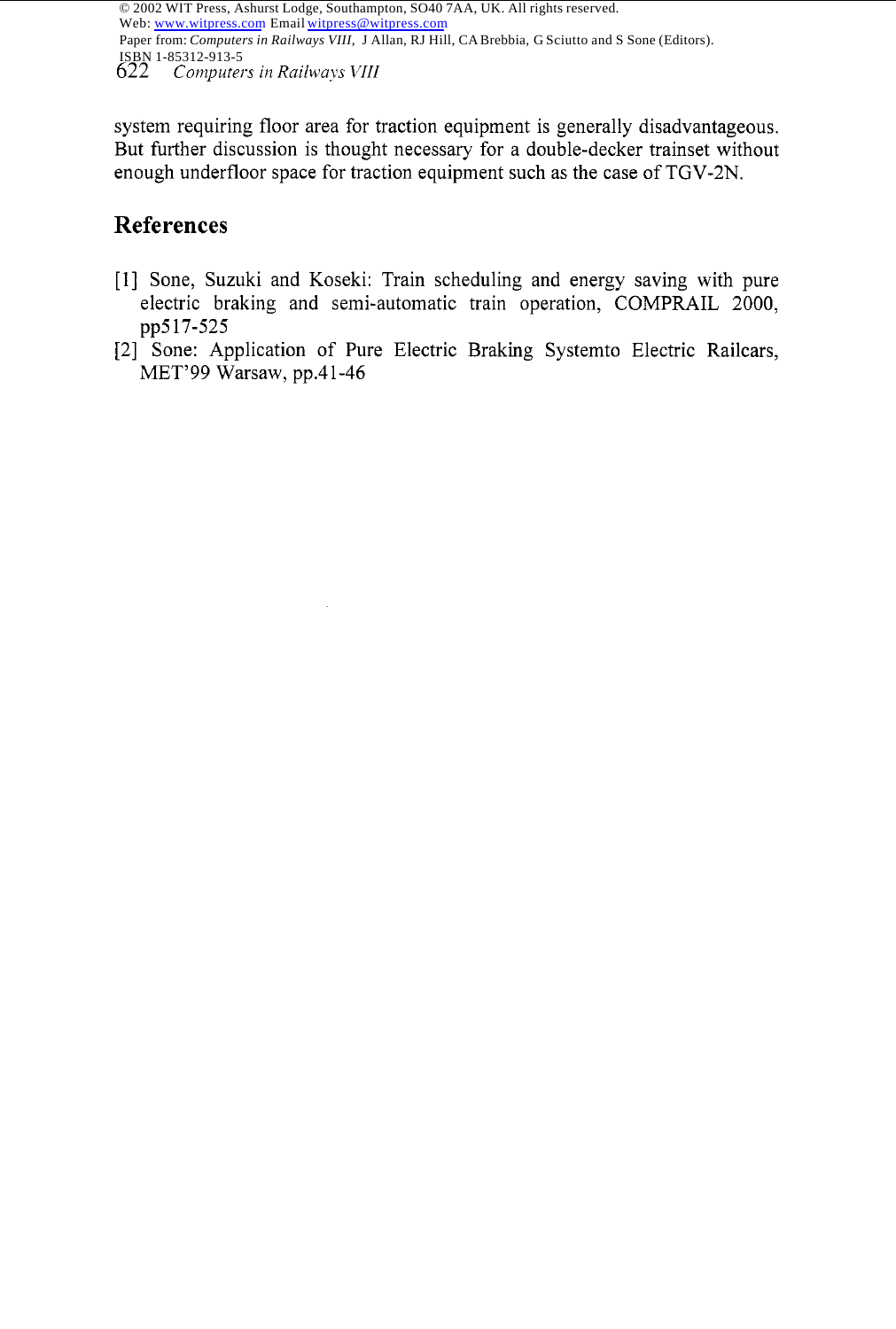system requiring floor area for traction equipment is generally disadvantageous. But further discussion is thought necessary for a double-decker trainset without enough underfloor space for traction equipment such as the case of TGV-2N.

## References

[1] Sone, Suzuki and Koseki: Train scheduling and energy saving with pure electric braking and semi-automatic train operation, COMPRAIL 2000, pp517-525

[2] Sone: Application of Pure Electric Braking Systemto Electric Railcars, MET'99 Warsaw, pp.41-46